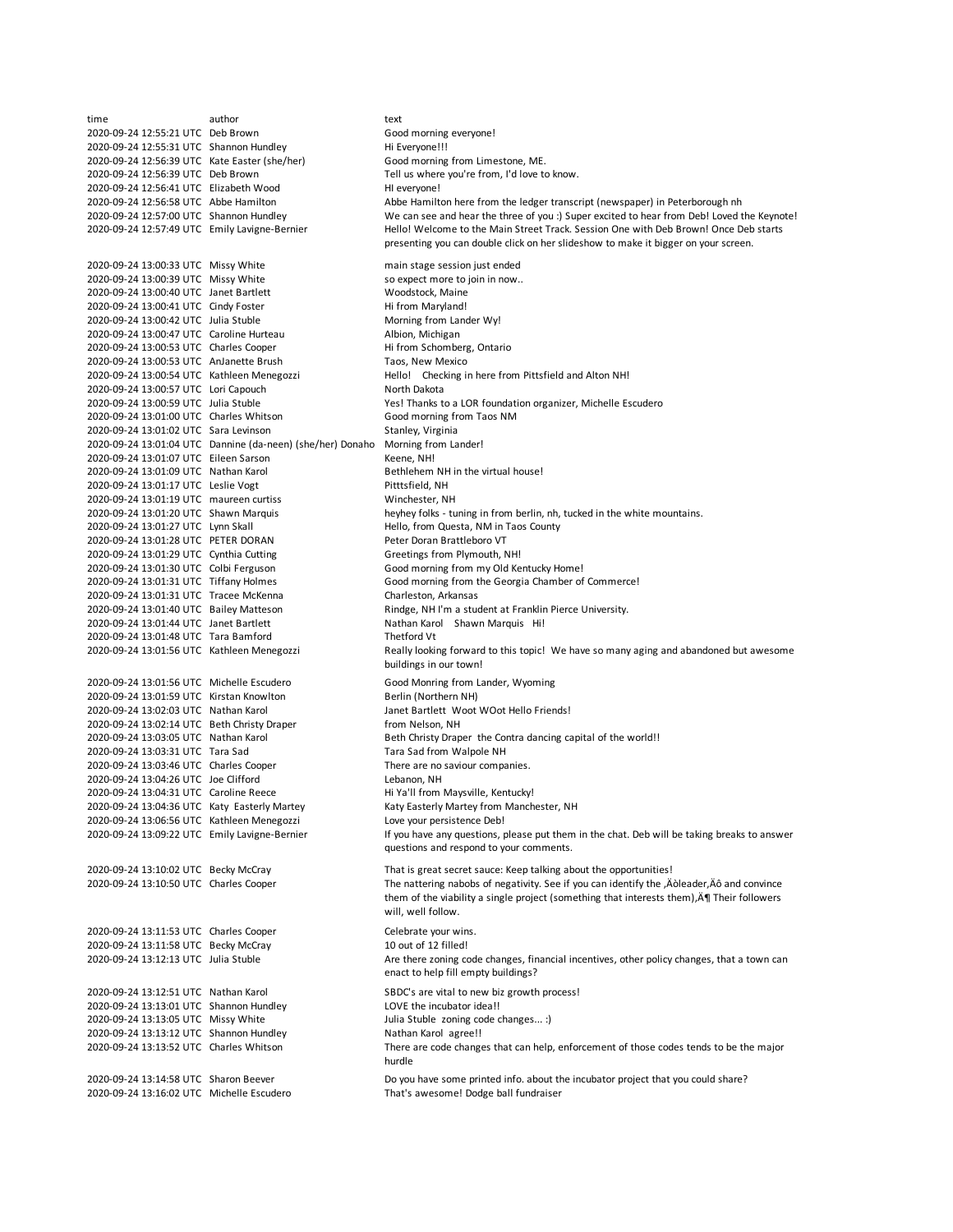| time | author | text |
| --- | --- | --- |
| 2020-09-24 12:55:21 UTC | Deb Brown | Good morning everyone! |
| 2020-09-24 12:55:31 UTC | Shannon Hundley | Hi Everyone!!! |
| 2020-09-24 12:56:39 UTC | Kate Easter (she/her) | Good morning from Limestone, ME. |
| 2020-09-24 12:56:39 UTC | Deb Brown | Tell us where you're from, I'd love to know. |
| 2020-09-24 12:56:41 UTC | Elizabeth Wood | HI everyone! |
| 2020-09-24 12:56:58 UTC | Abbe Hamilton | Abbe Hamilton here from the ledger transcript (newspaper) in Peterborough nh |
| 2020-09-24 12:57:00 UTC | Shannon Hundley | We can see and hear the three of you :) Super excited to hear from Deb! Loved the Keynote! |
| 2020-09-24 12:57:49 UTC | Emily Lavigne-Bernier | Hello! Welcome to the Main Street Track. Session One with Deb Brown! Once Deb starts presenting you can double click on her slideshow to make it bigger on your screen. |
| 2020-09-24 13:00:33 UTC | Missy White | main stage session just ended |
| 2020-09-24 13:00:39 UTC | Missy White | so expect more to join in now.. |
| 2020-09-24 13:00:40 UTC | Janet Bartlett | Woodstock, Maine |
| 2020-09-24 13:00:41 UTC | Cindy Foster | Hi from Maryland! |
| 2020-09-24 13:00:42 UTC | Julia Stuble | Morning from Lander Wy! |
| 2020-09-24 13:00:47 UTC | Caroline Hurteau | Albion, Michigan |
| 2020-09-24 13:00:53 UTC | Charles Cooper | Hi from Schomberg, Ontario |
| 2020-09-24 13:00:53 UTC | AnJanette Brush | Taos, New Mexico |
| 2020-09-24 13:00:54 UTC | Kathleen Menegozzi | Hello! Checking in here from Pittsfield and Alton NH! |
| 2020-09-24 13:00:57 UTC | Lori Capouch | North Dakota |
| 2020-09-24 13:00:59 UTC | Julia Stuble | Yes! Thanks to a LOR foundation organizer, Michelle Escudero |
| 2020-09-24 13:01:00 UTC | Charles Whitson | Good morning from Taos NM |
| 2020-09-24 13:01:02 UTC | Sara Levinson | Stanley, Virginia |
| 2020-09-24 13:01:04 UTC | Dannine (da-neen) (she/her) Donaho | Morning from Lander! |
| 2020-09-24 13:01:07 UTC | Eileen Sarson | Keene, NH! |
| 2020-09-24 13:01:09 UTC | Nathan Karol | Bethlehem NH in the virtual house! |
| 2020-09-24 13:01:17 UTC | Leslie Vogt | Pitttsfield, NH |
| 2020-09-24 13:01:19 UTC | maureen curtiss | Winchester, NH |
| 2020-09-24 13:01:20 UTC | Shawn Marquis | heyhey folks - tuning in from berlin, nh, tucked in the white mountains. |
| 2020-09-24 13:01:27 UTC | Lynn Skall | Hello, from Questa, NM in Taos County |
| 2020-09-24 13:01:28 UTC | PETER DORAN | Peter Doran Brattleboro VT |
| 2020-09-24 13:01:29 UTC | Cynthia Cutting | Greetings from Plymouth, NH! |
| 2020-09-24 13:01:30 UTC | Colbi Ferguson | Good morning from my Old Kentucky Home! |
| 2020-09-24 13:01:31 UTC | Tiffany Holmes | Good morning from the Georgia Chamber of Commerce! |
| 2020-09-24 13:01:31 UTC | Tracee McKenna | Charleston, Arkansas |
| 2020-09-24 13:01:40 UTC | Bailey Matteson | Rindge, NH I'm a student at Franklin Pierce University. |
| 2020-09-24 13:01:44 UTC | Janet Bartlett | Nathan Karol Shawn Marquis Hi! |
| 2020-09-24 13:01:48 UTC | Tara Bamford | Thetford Vt |
| 2020-09-24 13:01:56 UTC | Kathleen Menegozzi | Really looking forward to this topic! We have so many aging and abandoned but awesome buildings in our town! |
| 2020-09-24 13:01:56 UTC | Michelle Escudero | Good Monring from Lander, Wyoming |
| 2020-09-24 13:01:59 UTC | Kirstan Knowlton | Berlin (Northern NH) |
| 2020-09-24 13:02:03 UTC | Nathan Karol | Janet Bartlett Woot WOot Hello Friends! |
| 2020-09-24 13:02:14 UTC | Beth Christy Draper | from Nelson, NH |
| 2020-09-24 13:03:05 UTC | Nathan Karol | Beth Christy Draper the Contra dancing capital of the world!! |
| 2020-09-24 13:03:31 UTC | Tara Sad | Tara Sad from Walpole NH |
| 2020-09-24 13:03:46 UTC | Charles Cooper | There are no saviour companies. |
| 2020-09-24 13:04:26 UTC | Joe Clifford | Lebanon, NH |
| 2020-09-24 13:04:31 UTC | Caroline Reece | Hi Ya'll from Maysville, Kentucky! |
| 2020-09-24 13:04:36 UTC | Katy Easterly Martey | Katy Easterly Martey from Manchester, NH |
| 2020-09-24 13:06:56 UTC | Kathleen Menegozzi | Love your persistence Deb! |
| 2020-09-24 13:09:22 UTC | Emily Lavigne-Bernier | If you have any questions, please put them in the chat. Deb will be taking breaks to answer questions and respond to your comments. |
| 2020-09-24 13:10:02 UTC | Becky McCray | That is great secret sauce: Keep talking about the opportunities! |
| 2020-09-24 13:10:50 UTC | Charles Cooper | The nattering nabobs of negativity. See if you can identify the ‚Äòleader‚Äô and convince them of the viability a single project (something that interests them)‚Ä¶ Their followers will, well follow. |
| 2020-09-24 13:11:53 UTC | Charles Cooper | Celebrate your wins. |
| 2020-09-24 13:11:58 UTC | Becky McCray | 10 out of 12 filled! |
| 2020-09-24 13:12:13 UTC | Julia Stuble | Are there zoning code changes, financial incentives, other policy changes, that a town can enact to help fill empty buildings? |
| 2020-09-24 13:12:51 UTC | Nathan Karol | SBDC's are vital to new biz growth process! |
| 2020-09-24 13:13:01 UTC | Shannon Hundley | LOVE the incubator idea!! |
| 2020-09-24 13:13:05 UTC | Missy White | Julia Stuble zoning code changes... :) |
| 2020-09-24 13:13:12 UTC | Shannon Hundley | Nathan Karol agree!! |
| 2020-09-24 13:13:52 UTC | Charles Whitson | There are code changes that can help, enforcement of those codes tends to be the major hurdle |
| 2020-09-24 13:14:58 UTC | Sharon Beever | Do you have some printed info. about the incubator project that you could share? |
| 2020-09-24 13:16:02 UTC | Michelle Escudero | That's awesome! Dodge ball fundraiser |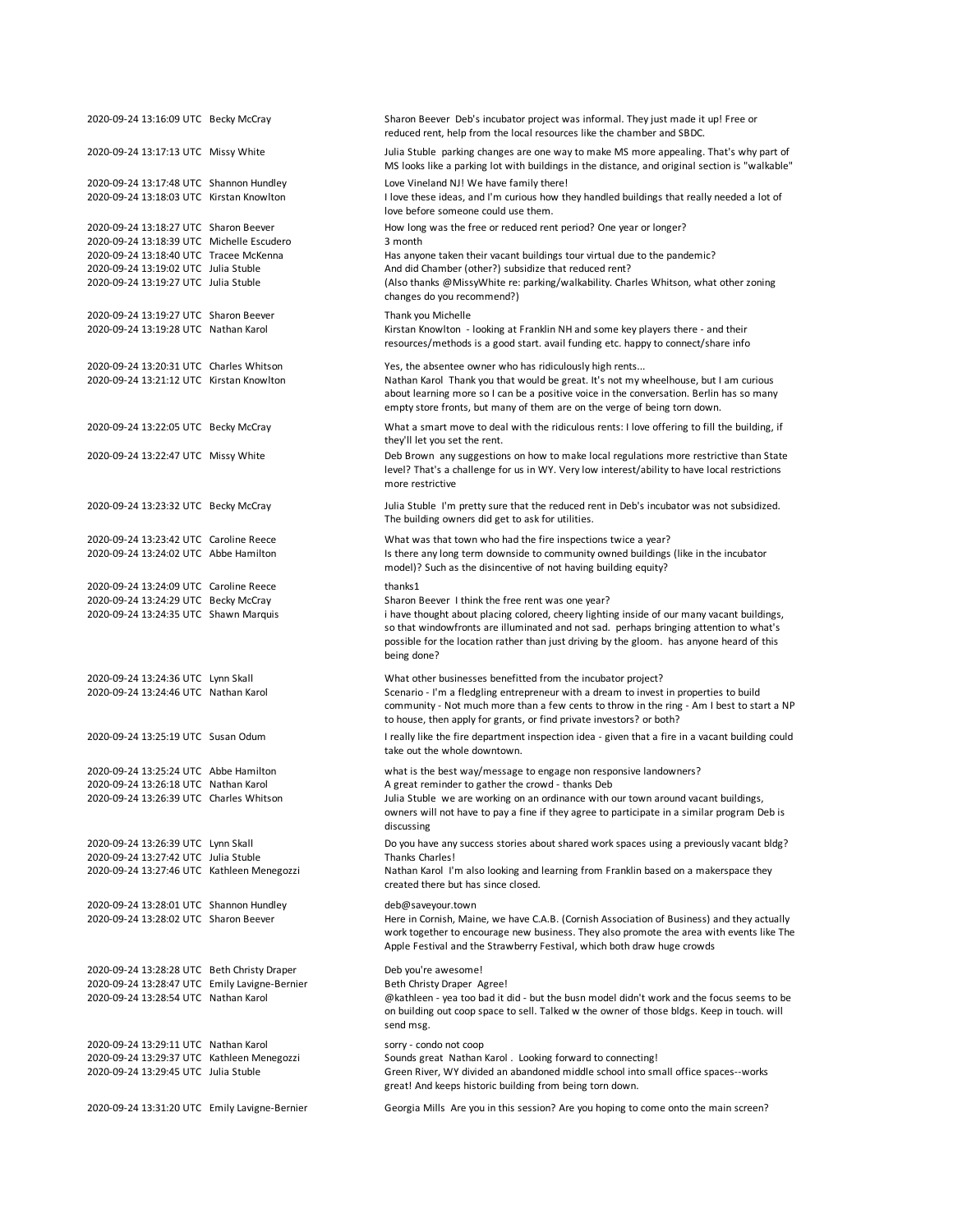| | | |
|---|---|---|
| 2020-09-24 13:16:09 UTC | Becky McCray | Sharon Beever Deb's incubator project was informal. They just made it up! Free or reduced rent, help from the local resources like the chamber and SBDC. |
| 2020-09-24 13:17:13 UTC | Missy White | Julia Stuble parking changes are one way to make MS more appealing. That's why part of MS looks like a parking lot with buildings in the distance, and original section is "walkable" |
| 2020-09-24 13:17:48 UTC | Shannon Hundley | Love Vineland NJ! We have family there! |
| 2020-09-24 13:18:03 UTC | Kirstan Knowlton | I love these ideas, and I'm curious how they handled buildings that really needed a lot of love before someone could use them. |
| 2020-09-24 13:18:27 UTC | Sharon Beever | How long was the free or reduced rent period? One year or longer? |
| 2020-09-24 13:18:39 UTC | Michelle Escudero | 3 month |
| 2020-09-24 13:18:40 UTC | Tracee McKenna | Has anyone taken their vacant buildings tour virtual due to the pandemic? |
| 2020-09-24 13:19:02 UTC | Julia Stuble | And did Chamber (other?) subsidize that reduced rent? |
| 2020-09-24 13:19:27 UTC | Julia Stuble | (Also thanks @MissyWhite re: parking/walkability. Charles Whitson, what other zoning changes do you recommend?) |
| 2020-09-24 13:19:27 UTC | Sharon Beever | Thank you Michelle |
| 2020-09-24 13:19:28 UTC | Nathan Karol | Kirstan Knowlton - looking at Franklin NH and some key players there - and their resources/methods is a good start. avail funding etc. happy to connect/share info |
| 2020-09-24 13:20:31 UTC | Charles Whitson | Yes, the absentee owner who has ridiculously high rents... |
| 2020-09-24 13:21:12 UTC | Kirstan Knowlton | Nathan Karol Thank you that would be great. It's not my wheelhouse, but I am curious about learning more so I can be a positive voice in the conversation. Berlin has so many empty store fronts, but many of them are on the verge of being torn down. |
| 2020-09-24 13:22:05 UTC | Becky McCray | What a smart move to deal with the ridiculous rents: I love offering to fill the building, if they'll let you set the rent. |
| 2020-09-24 13:22:47 UTC | Missy White | Deb Brown any suggestions on how to make local regulations more restrictive than State level? That's a challenge for us in WY. Very low interest/ability to have local restrictions more restrictive |
| 2020-09-24 13:23:32 UTC | Becky McCray | Julia Stuble I'm pretty sure that the reduced rent in Deb's incubator was not subsidized. The building owners did get to ask for utilities. |
| 2020-09-24 13:23:42 UTC | Caroline Reece | What was that town who had the fire inspections twice a year? |
| 2020-09-24 13:24:02 UTC | Abbe Hamilton | Is there any long term downside to community owned buildings (like in the incubator model)? Such as the disincentive of not having building equity? |
| 2020-09-24 13:24:09 UTC | Caroline Reece | thanks1 |
| 2020-09-24 13:24:29 UTC | Becky McCray | Sharon Beever I think the free rent was one year? |
| 2020-09-24 13:24:35 UTC | Shawn Marquis | i have thought about placing colored, cheery lighting inside of our many vacant buildings, so that windowfronts are illuminated and not sad. perhaps bringing attention to what's possible for the location rather than just driving by the gloom. has anyone heard of this being done? |
| 2020-09-24 13:24:36 UTC | Lynn Skall | What other businesses benefitted from the incubator project? |
| 2020-09-24 13:24:46 UTC | Nathan Karol | Scenario - I'm a fledgling entrepreneur with a dream to invest in properties to build community - Not much more than a few cents to throw in the ring - Am I best to start a NP to house, then apply for grants, or find private investors? or both? |
| 2020-09-24 13:25:19 UTC | Susan Odum | I really like the fire department inspection idea - given that a fire in a vacant building could take out the whole downtown. |
| 2020-09-24 13:25:24 UTC | Abbe Hamilton | what is the best way/message to engage non responsive landowners? |
| 2020-09-24 13:26:18 UTC | Nathan Karol | A great reminder to gather the crowd - thanks Deb |
| 2020-09-24 13:26:39 UTC | Charles Whitson | Julia Stuble we are working on an ordinance with our town around vacant buildings, owners will not have to pay a fine if they agree to participate in a similar program Deb is discussing |
| 2020-09-24 13:26:39 UTC | Lynn Skall | Do you have any success stories about shared work spaces using a previously vacant bldg? |
| 2020-09-24 13:27:42 UTC | Julia Stuble | Thanks Charles! |
| 2020-09-24 13:27:46 UTC | Kathleen Menegozzi | Nathan Karol I'm also looking and learning from Franklin based on a makerspace they created there but has since closed. |
| 2020-09-24 13:28:01 UTC | Shannon Hundley | deb@saveyour.town |
| 2020-09-24 13:28:02 UTC | Sharon Beever | Here in Cornish, Maine, we have C.A.B. (Cornish Association of Business) and they actually work together to encourage new business. They also promote the area with events like The Apple Festival and the Strawberry Festival, which both draw huge crowds |
| 2020-09-24 13:28:28 UTC | Beth Christy Draper | Deb you're awesome! |
| 2020-09-24 13:28:47 UTC | Emily Lavigne-Bernier | Beth Christy Draper Agree! |
| 2020-09-24 13:28:54 UTC | Nathan Karol | @kathleen - yea too bad it did - but the busn model didn't work and the focus seems to be on building out coop space to sell. Talked w the owner of those bldgs. Keep in touch. will send msg. |
| 2020-09-24 13:29:11 UTC | Nathan Karol | sorry - condo not coop |
| 2020-09-24 13:29:37 UTC | Kathleen Menegozzi | Sounds great Nathan Karol . Looking forward to connecting! |
| 2020-09-24 13:29:45 UTC | Julia Stuble | Green River, WY divided an abandoned middle school into small office spaces--works great! And keeps historic building from being torn down. |
| 2020-09-24 13:31:20 UTC | Emily Lavigne-Bernier | Georgia Mills Are you in this session? Are you hoping to come onto the main screen? |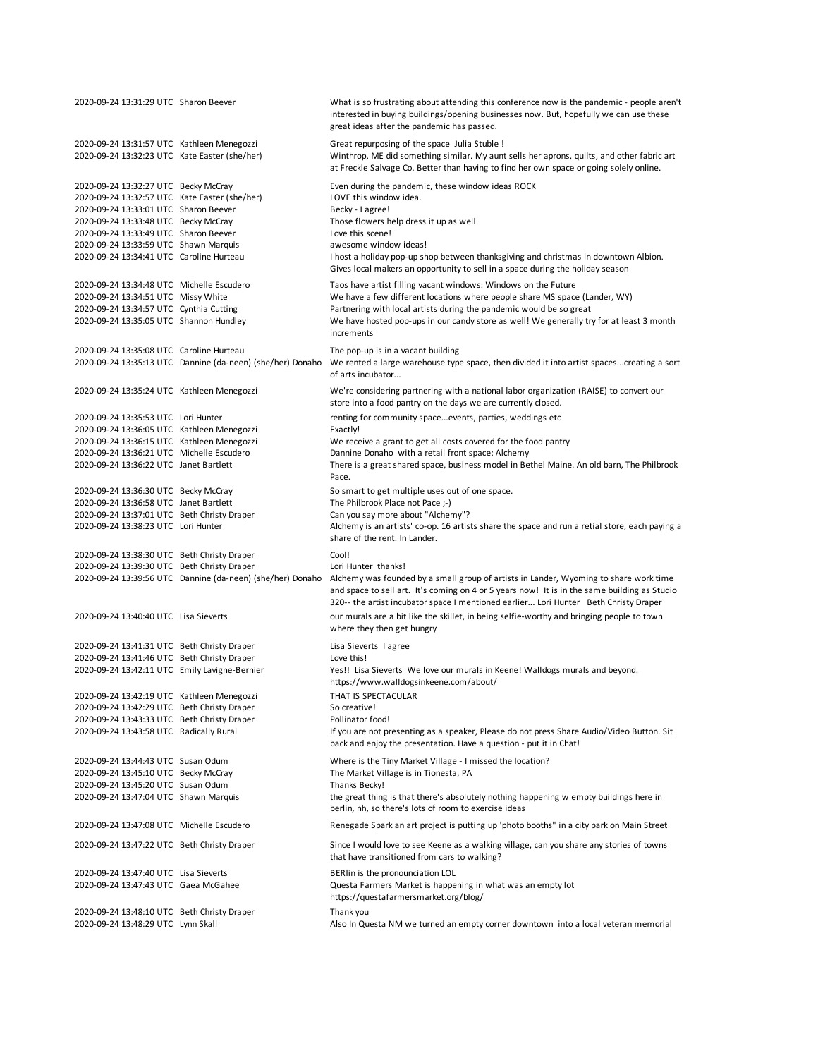| | | |
|---|---|---|
| 2020-09-24 13:31:29 UTC | Sharon Beever | What is so frustrating about attending this conference now is the pandemic - people aren't interested in buying buildings/opening businesses now. But, hopefully we can use these great ideas after the pandemic has passed. |
| 2020-09-24 13:31:57 UTC | Kathleen Menegozzi | Great repurposing of the space Julia Stuble ! |
| 2020-09-24 13:32:23 UTC | Kate Easter (she/her) | Winthrop, ME did something similar. My aunt sells her aprons, quilts, and other fabric art at Freckle Salvage Co. Better than having to find her own space or going solely online. |
| 2020-09-24 13:32:27 UTC | Becky McCray | Even during the pandemic, these window ideas ROCK |
| 2020-09-24 13:32:57 UTC | Kate Easter (she/her) | LOVE this window idea. |
| 2020-09-24 13:33:01 UTC | Sharon Beever | Becky - I agree! |
| 2020-09-24 13:33:48 UTC | Becky McCray | Those flowers help dress it up as well |
| 2020-09-24 13:33:49 UTC | Sharon Beever | Love this scene! |
| 2020-09-24 13:33:59 UTC | Shawn Marquis | awesome window ideas! |
| 2020-09-24 13:34:41 UTC | Caroline Hurteau | I host a holiday pop-up shop between thanksgiving and christmas in downtown Albion. Gives local makers an opportunity to sell in a space during the holiday season |
| 2020-09-24 13:34:48 UTC | Michelle Escudero | Taos have artist filling vacant windows: Windows on the Future |
| 2020-09-24 13:34:51 UTC | Missy White | We have a few different locations where people share MS space (Lander, WY) |
| 2020-09-24 13:34:57 UTC | Cynthia Cutting | Partnering with local artists during the pandemic would be so great |
| 2020-09-24 13:35:05 UTC | Shannon Hundley | We have hosted pop-ups in our candy store as well! We generally try for at least 3 month increments |
| 2020-09-24 13:35:08 UTC | Caroline Hurteau | The pop-up is in a vacant building |
| 2020-09-24 13:35:13 UTC | Dannine (da-neen) (she/her) Donaho | We rented a large warehouse type space, then divided it into artist spaces...creating a sort of arts incubator... |
| 2020-09-24 13:35:24 UTC | Kathleen Menegozzi | We're considering partnering with a national labor organization (RAISE) to convert our store into a food pantry on the days we are currently closed. |
| 2020-09-24 13:35:53 UTC | Lori Hunter | renting for community space...events, parties, weddings etc |
| 2020-09-24 13:36:05 UTC | Kathleen Menegozzi | Exactly! |
| 2020-09-24 13:36:15 UTC | Kathleen Menegozzi | We receive a grant to get all costs covered for the food pantry |
| 2020-09-24 13:36:21 UTC | Michelle Escudero | Dannine Donaho with a retail front space: Alchemy |
| 2020-09-24 13:36:22 UTC | Janet Bartlett | There is a great shared space, business model in Bethel Maine. An old barn, The Philbrook Pace. |
| 2020-09-24 13:36:30 UTC | Becky McCray | So smart to get multiple uses out of one space. |
| 2020-09-24 13:36:58 UTC | Janet Bartlett | The Philbrook Place not Pace ;-) |
| 2020-09-24 13:37:01 UTC | Beth Christy Draper | Can you say more about "Alchemy"? |
| 2020-09-24 13:38:23 UTC | Lori Hunter | Alchemy is an artists' co-op. 16 artists share the space and run a retial store, each paying a share of the rent. In Lander. |
| 2020-09-24 13:38:30 UTC | Beth Christy Draper | Cool! |
| 2020-09-24 13:39:30 UTC | Beth Christy Draper | Lori Hunter thanks! |
| 2020-09-24 13:39:56 UTC | Dannine (da-neen) (she/her) Donaho | Alchemy was founded by a small group of artists in Lander, Wyoming to share work time and space to sell art. It's coming on 4 or 5 years now! It is in the same building as Studio 320-- the artist incubator space I mentioned earlier... Lori Hunter Beth Christy Draper |
| 2020-09-24 13:40:40 UTC | Lisa Sieverts | our murals are a bit like the skillet, in being selfie-worthy and bringing people to town where they then get hungry |
| 2020-09-24 13:41:31 UTC | Beth Christy Draper | Lisa Sieverts I agree |
| 2020-09-24 13:41:46 UTC | Beth Christy Draper | Love this! |
| 2020-09-24 13:42:11 UTC | Emily Lavigne-Bernier | Yes!! Lisa Sieverts We love our murals in Keene! Walldogs murals and beyond. https://www.walldogsinkeene.com/about/ |
| 2020-09-24 13:42:19 UTC | Kathleen Menegozzi | THAT IS SPECTACULAR |
| 2020-09-24 13:42:29 UTC | Beth Christy Draper | So creative! |
| 2020-09-24 13:43:33 UTC | Beth Christy Draper | Pollinator food! |
| 2020-09-24 13:43:58 UTC | Radically Rural | If you are not presenting as a speaker, Please do not press Share Audio/Video Button. Sit back and enjoy the presentation. Have a question - put it in Chat! |
| 2020-09-24 13:44:43 UTC | Susan Odum | Where is the Tiny Market Village - I missed the location? |
| 2020-09-24 13:45:10 UTC | Becky McCray | The Market Village is in Tionesta, PA |
| 2020-09-24 13:45:20 UTC | Susan Odum | Thanks Becky! |
| 2020-09-24 13:47:04 UTC | Shawn Marquis | the great thing is that there's absolutely nothing happening w empty buildings here in berlin, nh, so there's lots of room to exercise ideas |
| 2020-09-24 13:47:08 UTC | Michelle Escudero | Renegade Spark an art project is putting up 'photo booths" in a city park on Main Street |
| 2020-09-24 13:47:22 UTC | Beth Christy Draper | Since I would love to see Keene as a walking village, can you share any stories of towns that have transitioned from cars to walking? |
| 2020-09-24 13:47:40 UTC | Lisa Sieverts | BERlin is the pronounciation LOL |
| 2020-09-24 13:47:43 UTC | Gaea McGahee | Questa Farmers Market is happening in what was an empty lot https://questafarmersmarket.org/blog/ |
| 2020-09-24 13:48:10 UTC | Beth Christy Draper | Thank you |
| 2020-09-24 13:48:29 UTC | Lynn Skall | Also In Questa NM we turned an empty corner downtown into a local veteran memorial |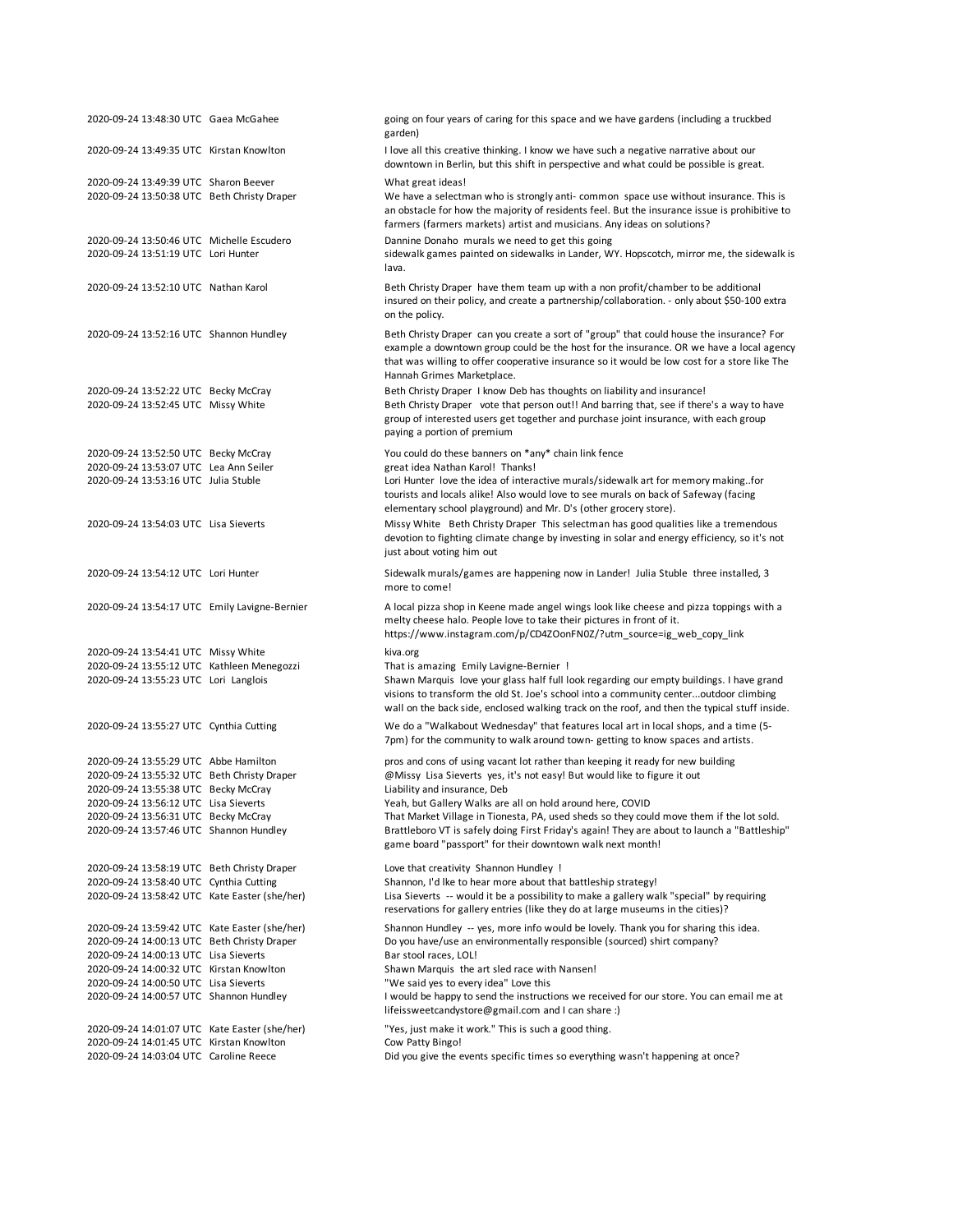| | | |
|---|---|---|
| 2020-09-24 13:48:30 UTC | Gaea McGahee | going on four years of caring for this space and we have gardens (including a truckbed garden) |
| 2020-09-24 13:49:35 UTC | Kirstan Knowlton | I love all this creative thinking. I know we have such a negative narrative about our downtown in Berlin, but this shift in perspective and what could be possible is great. |
| 2020-09-24 13:49:39 UTC | Sharon Beever | What great ideas! |
| 2020-09-24 13:50:38 UTC | Beth Christy Draper | We have a selectman who is strongly anti- common space use without insurance. This is an obstacle for how the majority of residents feel. But the insurance issue is prohibitive to farmers (farmers markets) artist and musicians. Any ideas on solutions? |
| 2020-09-24 13:50:46 UTC | Michelle Escudero | Dannine Donaho murals we need to get this going |
| 2020-09-24 13:51:19 UTC | Lori Hunter | sidewalk games painted on sidewalks in Lander, WY. Hopscotch, mirror me, the sidewalk is lava. |
| 2020-09-24 13:52:10 UTC | Nathan Karol | Beth Christy Draper have them team up with a non profit/chamber to be additional insured on their policy, and create a partnership/collaboration. - only about $50-100 extra on the policy. |
| 2020-09-24 13:52:16 UTC | Shannon Hundley | Beth Christy Draper can you create a sort of "group" that could house the insurance? For example a downtown group could be the host for the insurance. OR we have a local agency that was willing to offer cooperative insurance so it would be low cost for a store like The Hannah Grimes Marketplace. |
| 2020-09-24 13:52:22 UTC | Becky McCray | Beth Christy Draper I know Deb has thoughts on liability and insurance! |
| 2020-09-24 13:52:45 UTC | Missy White | Beth Christy Draper vote that person out!! And barring that, see if there's a way to have group of interested users get together and purchase joint insurance, with each group paying a portion of premium |
| 2020-09-24 13:52:50 UTC | Becky McCray | You could do these banners on *any* chain link fence |
| 2020-09-24 13:53:07 UTC | Lea Ann Seiler | great idea Nathan Karol! Thanks! |
| 2020-09-24 13:53:16 UTC | Julia Stuble | Lori Hunter love the idea of interactive murals/sidewalk art for memory making..for tourists and locals alike! Also would love to see murals on back of Safeway (facing elementary school playground) and Mr. D's (other grocery store). |
| 2020-09-24 13:54:03 UTC | Lisa Sieverts | Missy White Beth Christy Draper This selectman has good qualities like a tremendous devotion to fighting climate change by investing in solar and energy efficiency, so it's not just about voting him out |
| 2020-09-24 13:54:12 UTC | Lori Hunter | Sidewalk murals/games are happening now in Lander! Julia Stuble three installed, 3 more to come! |
| 2020-09-24 13:54:17 UTC | Emily Lavigne-Bernier | A local pizza shop in Keene made angel wings look like cheese and pizza toppings with a melty cheese halo. People love to take their pictures in front of it. https://www.instagram.com/p/CD4ZOonFN0Z/?utm_source=ig_web_copy_link |
| 2020-09-24 13:54:41 UTC | Missy White | kiva.org |
| 2020-09-24 13:55:12 UTC | Kathleen Menegozzi | That is amazing Emily Lavigne-Bernier ! |
| 2020-09-24 13:55:23 UTC | Lori Langlois | Shawn Marquis love your glass half full look regarding our empty buildings. I have grand visions to transform the old St. Joe's school into a community center...outdoor climbing wall on the back side, enclosed walking track on the roof, and then the typical stuff inside. |
| 2020-09-24 13:55:27 UTC | Cynthia Cutting | We do a "Walkabout Wednesday" that features local art in local shops, and a time (5-7pm) for the community to walk around town- getting to know spaces and artists. |
| 2020-09-24 13:55:29 UTC | Abbe Hamilton | pros and cons of using vacant lot rather than keeping it ready for new building |
| 2020-09-24 13:55:32 UTC | Beth Christy Draper | @Missy Lisa Sieverts yes, it's not easy! But would like to figure it out |
| 2020-09-24 13:55:38 UTC | Becky McCray | Liability and insurance, Deb |
| 2020-09-24 13:56:12 UTC | Lisa Sieverts | Yeah, but Gallery Walks are all on hold around here, COVID |
| 2020-09-24 13:56:31 UTC | Becky McCray | That Market Village in Tionesta, PA, used sheds so they could move them if the lot sold. |
| 2020-09-24 13:57:46 UTC | Shannon Hundley | Brattleboro VT is safely doing First Friday's again! They are about to launch a "Battleship" game board "passport" for their downtown walk next month! |
| 2020-09-24 13:58:19 UTC | Beth Christy Draper | Love that creativity Shannon Hundley ! |
| 2020-09-24 13:58:40 UTC | Cynthia Cutting | Shannon, I'd lke to hear more about that battleship strategy! |
| 2020-09-24 13:58:42 UTC | Kate Easter (she/her) | Lisa Sieverts -- would it be a possibility to make a gallery walk "special" by requiring reservations for gallery entries (like they do at large museums in the cities)? |
| 2020-09-24 13:59:42 UTC | Kate Easter (she/her) | Shannon Hundley -- yes, more info would be lovely. Thank you for sharing this idea. |
| 2020-09-24 14:00:13 UTC | Beth Christy Draper | Do you have/use an environmentally responsible (sourced) shirt company? |
| 2020-09-24 14:00:13 UTC | Lisa Sieverts | Bar stool races, LOL! |
| 2020-09-24 14:00:32 UTC | Kirstan Knowlton | Shawn Marquis the art sled race with Nansen! |
| 2020-09-24 14:00:50 UTC | Lisa Sieverts | "We said yes to every idea" Love this |
| 2020-09-24 14:00:57 UTC | Shannon Hundley | I would be happy to send the instructions we received for our store. You can email me at lifeissweetcandystore@gmail.com and I can share :) |
| 2020-09-24 14:01:07 UTC | Kate Easter (she/her) | "Yes, just make it work." This is such a good thing. |
| 2020-09-24 14:01:45 UTC | Kirstan Knowlton | Cow Patty Bingo! |
| 2020-09-24 14:03:04 UTC | Caroline Reece | Did you give the events specific times so everything wasn't happening at once? |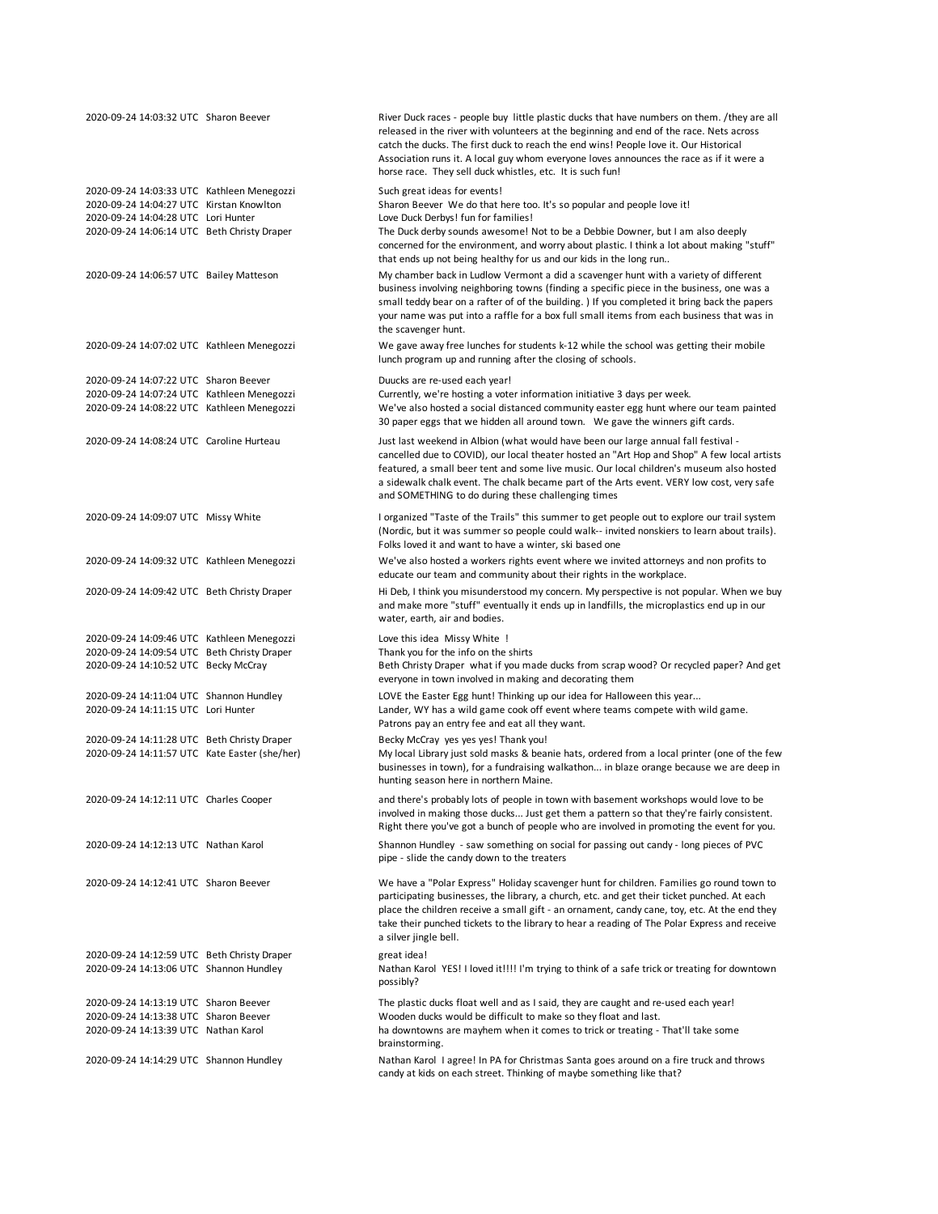| | | |
|---|---|---|
| 2020-09-24 14:03:32 UTC | Sharon Beever | River Duck races - people buy little plastic ducks that have numbers on them. /they are all released in the river with volunteers at the beginning and end of the race. Nets across catch the ducks. The first duck to reach the end wins! People love it. Our Historical Association runs it. A local guy whom everyone loves announces the race as if it were a horse race. They sell duck whistles, etc. It is such fun! |
| 2020-09-24 14:03:33 UTC | Kathleen Menegozzi | Such great ideas for events! |
| 2020-09-24 14:04:27 UTC | Kirstan Knowlton | Sharon Beever We do that here too. It's so popular and people love it! |
| 2020-09-24 14:04:28 UTC | Lori Hunter | Love Duck Derbys! fun for families! |
| 2020-09-24 14:06:14 UTC | Beth Christy Draper | The Duck derby sounds awesome! Not to be a Debbie Downer, but I am also deeply concerned for the environment, and worry about plastic. I think a lot about making "stuff" that ends up not being healthy for us and our kids in the long run.. |
| 2020-09-24 14:06:57 UTC | Bailey Matteson | My chamber back in Ludlow Vermont a did a scavenger hunt with a variety of different business involving neighboring towns (finding a specific piece in the business, one was a small teddy bear on a rafter of of the building. ) If you completed it bring back the papers your name was put into a raffle for a box full small items from each business that was in the scavenger hunt. |
| 2020-09-24 14:07:02 UTC | Kathleen Menegozzi | We gave away free lunches for students k-12 while the school was getting their mobile lunch program up and running after the closing of schools. |
| 2020-09-24 14:07:22 UTC | Sharon Beever | Duucks are re-used each year! |
| 2020-09-24 14:07:24 UTC | Kathleen Menegozzi | Currently, we're hosting a voter information initiative 3 days per week. |
| 2020-09-24 14:08:22 UTC | Kathleen Menegozzi | We've also hosted a social distanced community easter egg hunt where our team painted 30 paper eggs that we hidden all around town. We gave the winners gift cards. |
| 2020-09-24 14:08:24 UTC | Caroline Hurteau | Just last weekend in Albion (what would have been our large annual fall festival - cancelled due to COVID), our local theater hosted an "Art Hop and Shop" A few local artists featured, a small beer tent and some live music. Our local children's museum also hosted a sidewalk chalk event. The chalk became part of the Arts event. VERY low cost, very safe and SOMETHING to do during these challenging times |
| 2020-09-24 14:09:07 UTC | Missy White | I organized "Taste of the Trails" this summer to get people out to explore our trail system (Nordic, but it was summer so people could walk-- invited nonskiers to learn about trails). Folks loved it and want to have a winter, ski based one |
| 2020-09-24 14:09:32 UTC | Kathleen Menegozzi | We've also hosted a workers rights event where we invited attorneys and non profits to educate our team and community about their rights in the workplace. |
| 2020-09-24 14:09:42 UTC | Beth Christy Draper | Hi Deb, I think you misunderstood my concern. My perspective is not popular. When we buy and make more "stuff" eventually it ends up in landfills, the microplastics end up in our water, earth, air and bodies. |
| 2020-09-24 14:09:46 UTC | Kathleen Menegozzi | Love this idea Missy White ! |
| 2020-09-24 14:09:54 UTC | Beth Christy Draper | Thank you for the info on the shirts |
| 2020-09-24 14:10:52 UTC | Becky McCray | Beth Christy Draper what if you made ducks from scrap wood? Or recycled paper? And get everyone in town involved in making and decorating them |
| 2020-09-24 14:11:04 UTC | Shannon Hundley | LOVE the Easter Egg hunt! Thinking up our idea for Halloween this year... |
| 2020-09-24 14:11:15 UTC | Lori Hunter | Lander, WY has a wild game cook off event where teams compete with wild game. Patrons pay an entry fee and eat all they want. |
| 2020-09-24 14:11:28 UTC | Beth Christy Draper | Becky McCray yes yes yes! Thank you! |
| 2020-09-24 14:11:57 UTC | Kate Easter (she/her) | My local Library just sold masks & beanie hats, ordered from a local printer (one of the few businesses in town), for a fundraising walkathon... in blaze orange because we are deep in hunting season here in northern Maine. |
| 2020-09-24 14:12:11 UTC | Charles Cooper | and there's probably lots of people in town with basement workshops would love to be involved in making those ducks... Just get them a pattern so that they're fairly consistent. Right there you've got a bunch of people who are involved in promoting the event for you. |
| 2020-09-24 14:12:13 UTC | Nathan Karol | Shannon Hundley - saw something on social for passing out candy - long pieces of PVC pipe - slide the candy down to the treaters |
| 2020-09-24 14:12:41 UTC | Sharon Beever | We have a "Polar Express" Holiday scavenger hunt for children. Families go round town to participating businesses, the library, a church, etc. and get their ticket punched. At each place the children receive a small gift - an ornament, candy cane, toy, etc. At the end they take their punched tickets to the library to hear a reading of The Polar Express and receive a silver jingle bell. |
| 2020-09-24 14:12:59 UTC | Beth Christy Draper | great idea! |
| 2020-09-24 14:13:06 UTC | Shannon Hundley | Nathan Karol YES! I loved it!!!! I'm trying to think of a safe trick or treating for downtown possibly? |
| 2020-09-24 14:13:19 UTC | Sharon Beever | The plastic ducks float well and as I said, they are caught and re-used each year! |
| 2020-09-24 14:13:38 UTC | Sharon Beever | Wooden ducks would be difficult to make so they float and last. |
| 2020-09-24 14:13:39 UTC | Nathan Karol | ha downtowns are mayhem when it comes to trick or treating - That'll take some brainstorming. |
| 2020-09-24 14:14:29 UTC | Shannon Hundley | Nathan Karol I agree! In PA for Christmas Santa goes around on a fire truck and throws candy at kids on each street. Thinking of maybe something like that? |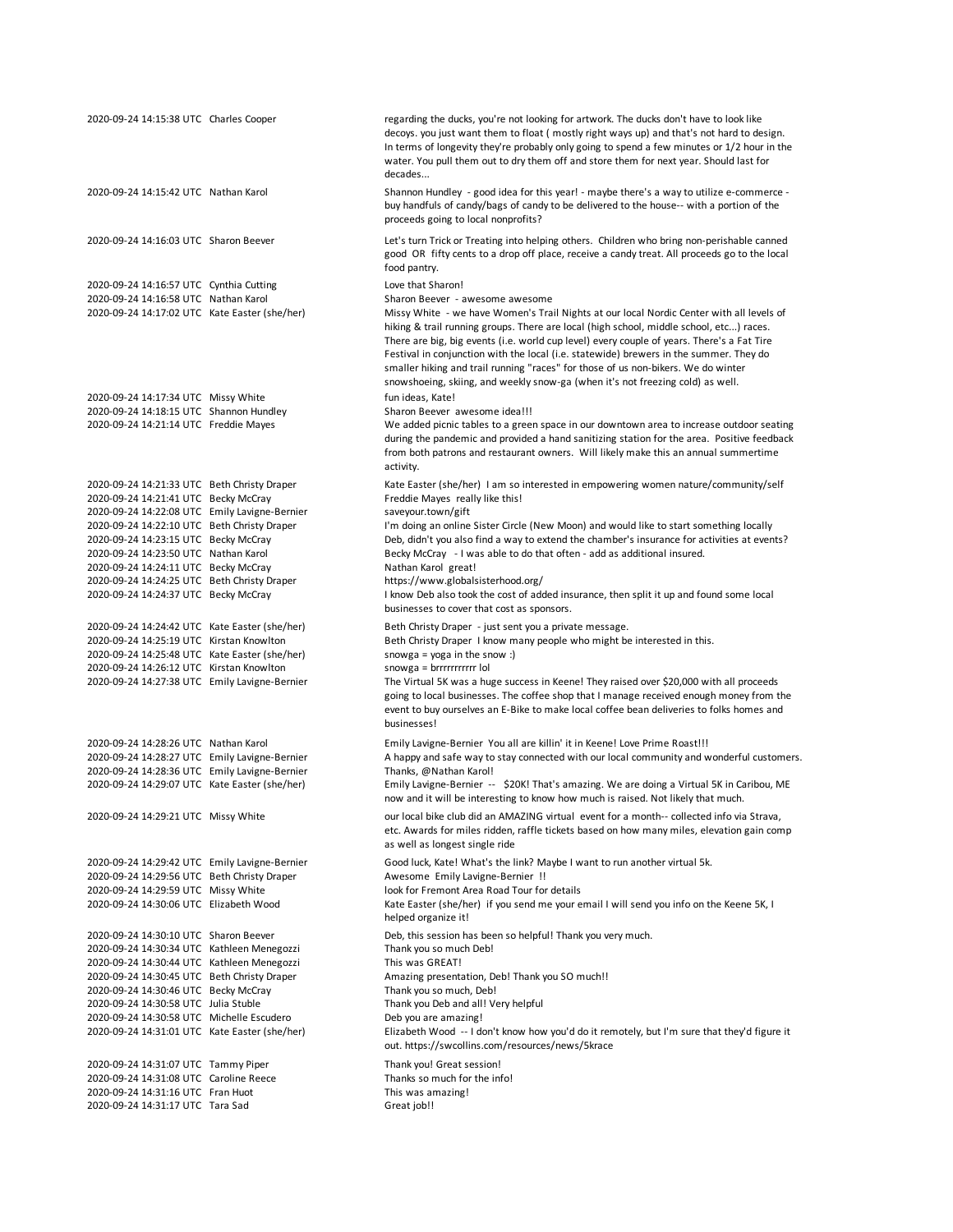| | | |
|---|---|---|
| 2020-09-24 14:15:38 UTC | Charles Cooper | regarding the ducks, you're not looking for artwork. The ducks don't have to look like decoys. you just want them to float ( mostly right ways up) and that's not hard to design. In terms of longevity they're probably only going to spend a few minutes or 1/2 hour in the water. You pull them out to dry them off and store them for next year. Should last for decades... |
| 2020-09-24 14:15:42 UTC | Nathan Karol | Shannon Hundley - good idea for this year! - maybe there's a way to utilize e-commerce - buy handfuls of candy/bags of candy to be delivered to the house-- with a portion of the proceeds going to local nonprofits? |
| 2020-09-24 14:16:03 UTC | Sharon Beever | Let's turn Trick or Treating into helping others. Children who bring non-perishable canned good OR fifty cents to a drop off place, receive a candy treat. All proceeds go to the local food pantry. |
| 2020-09-24 14:16:57 UTC | Cynthia Cutting | Love that Sharon! |
| 2020-09-24 14:16:58 UTC | Nathan Karol | Sharon Beever - awesome awesome |
| 2020-09-24 14:17:02 UTC | Kate Easter (she/her) | Missy White - we have Women's Trail Nights at our local Nordic Center with all levels of hiking & trail running groups. There are local (high school, middle school, etc...) races. There are big, big events (i.e. world cup level) every couple of years. There's a Fat Tire Festival in conjunction with the local (i.e. statewide) brewers in the summer. They do smaller hiking and trail running "races" for those of us non-bikers. We do winter snowshoeing, skiing, and weekly snow-ga (when it's not freezing cold) as well. |
| 2020-09-24 14:17:34 UTC | Missy White | fun ideas, Kate! |
| 2020-09-24 14:18:15 UTC | Shannon Hundley | Sharon Beever awesome idea!!! |
| 2020-09-24 14:21:14 UTC | Freddie Mayes | We added picnic tables to a green space in our downtown area to increase outdoor seating during the pandemic and provided a hand sanitizing station for the area. Positive feedback from both patrons and restaurant owners. Will likely make this an annual summertime activity. |
| 2020-09-24 14:21:33 UTC | Beth Christy Draper | Kate Easter (she/her) I am so interested in empowering women nature/community/self |
| 2020-09-24 14:21:41 UTC | Becky McCray | Freddie Mayes really like this! |
| 2020-09-24 14:22:08 UTC | Emily Lavigne-Bernier | saveyour.town/gift |
| 2020-09-24 14:22:10 UTC | Beth Christy Draper | I'm doing an online Sister Circle (New Moon) and would like to start something locally |
| 2020-09-24 14:23:15 UTC | Becky McCray | Deb, didn't you also find a way to extend the chamber's insurance for activities at events? |
| 2020-09-24 14:23:50 UTC | Nathan Karol | Becky McCray - I was able to do that often - add as additional insured. |
| 2020-09-24 14:24:11 UTC | Becky McCray | Nathan Karol great! |
| 2020-09-24 14:24:25 UTC | Beth Christy Draper | https://www.globalsisterhood.org/ |
| 2020-09-24 14:24:37 UTC | Becky McCray | I know Deb also took the cost of added insurance, then split it up and found some local businesses to cover that cost as sponsors. |
| 2020-09-24 14:24:42 UTC | Kate Easter (she/her) | Beth Christy Draper - just sent you a private message. |
| 2020-09-24 14:25:19 UTC | Kirstan Knowlton | Beth Christy Draper I know many people who might be interested in this. |
| 2020-09-24 14:25:48 UTC | Kate Easter (she/her) | snowga = yoga in the snow :) |
| 2020-09-24 14:26:12 UTC | Kirstan Knowlton | snowga = brrrrrrrrrrr lol |
| 2020-09-24 14:27:38 UTC | Emily Lavigne-Bernier | The Virtual 5K was a huge success in Keene! They raised over $20,000 with all proceeds going to local businesses. The coffee shop that I manage received enough money from the event to buy ourselves an E-Bike to make local coffee bean deliveries to folks homes and businesses! |
| 2020-09-24 14:28:26 UTC | Nathan Karol | Emily Lavigne-Bernier You all are killin' it in Keene! Love Prime Roast!!! |
| 2020-09-24 14:28:27 UTC | Emily Lavigne-Bernier | A happy and safe way to stay connected with our local community and wonderful customers. |
| 2020-09-24 14:28:36 UTC | Emily Lavigne-Bernier | Thanks, @Nathan Karol! |
| 2020-09-24 14:29:07 UTC | Kate Easter (she/her) | Emily Lavigne-Bernier -- $20K! That's amazing. We are doing a Virtual 5K in Caribou, ME now and it will be interesting to know how much is raised. Not likely that much. |
| 2020-09-24 14:29:21 UTC | Missy White | our local bike club did an AMAZING virtual event for a month-- collected info via Strava, etc. Awards for miles ridden, raffle tickets based on how many miles, elevation gain comp as well as longest single ride |
| 2020-09-24 14:29:42 UTC | Emily Lavigne-Bernier | Good luck, Kate! What's the link? Maybe I want to run another virtual 5k. |
| 2020-09-24 14:29:56 UTC | Beth Christy Draper | Awesome Emily Lavigne-Bernier !! |
| 2020-09-24 14:29:59 UTC | Missy White | look for Fremont Area Road Tour for details |
| 2020-09-24 14:30:06 UTC | Elizabeth Wood | Kate Easter (she/her) if you send me your email I will send you info on the Keene 5K, I helped organize it! |
| 2020-09-24 14:30:10 UTC | Sharon Beever | Deb, this session has been so helpful! Thank you very much. |
| 2020-09-24 14:30:34 UTC | Kathleen Menegozzi | Thank you so much Deb! |
| 2020-09-24 14:30:44 UTC | Kathleen Menegozzi | This was GREAT! |
| 2020-09-24 14:30:45 UTC | Beth Christy Draper | Amazing presentation, Deb! Thank you SO much!! |
| 2020-09-24 14:30:46 UTC | Becky McCray | Thank you so much, Deb! |
| 2020-09-24 14:30:58 UTC | Julia Stuble | Thank you Deb and all! Very helpful |
| 2020-09-24 14:30:58 UTC | Michelle Escudero | Deb you are amazing! |
| 2020-09-24 14:31:01 UTC | Kate Easter (she/her) | Elizabeth Wood -- I don't know how you'd do it remotely, but I'm sure that they'd figure it out. https://swcollins.com/resources/news/5krace |
| 2020-09-24 14:31:07 UTC | Tammy Piper | Thank you! Great session! |
| 2020-09-24 14:31:08 UTC | Caroline Reece | Thanks so much for the info! |
| 2020-09-24 14:31:16 UTC | Fran Huot | This was amazing! |
| 2020-09-24 14:31:17 UTC | Tara Sad | Great job!! |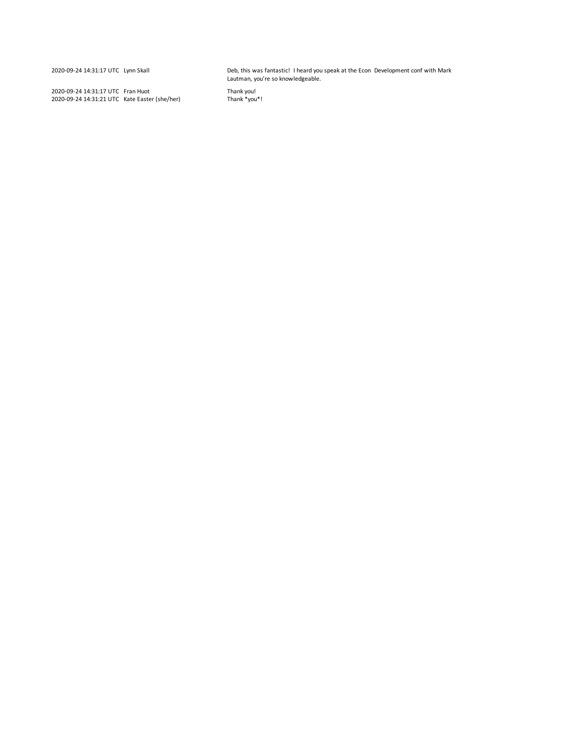| | | |
|---|---|---|
| 2020-09-24 14:31:17 UTC | Lynn Skall | Deb, this was fantastic!  I heard you speak at the Econ  Development conf with Mark Lautman, you're so knowledgeable. |
| 2020-09-24 14:31:17 UTC | Fran Huot | Thank you! |
| 2020-09-24 14:31:21 UTC | Kate Easter (she/her) | Thank *you*! |